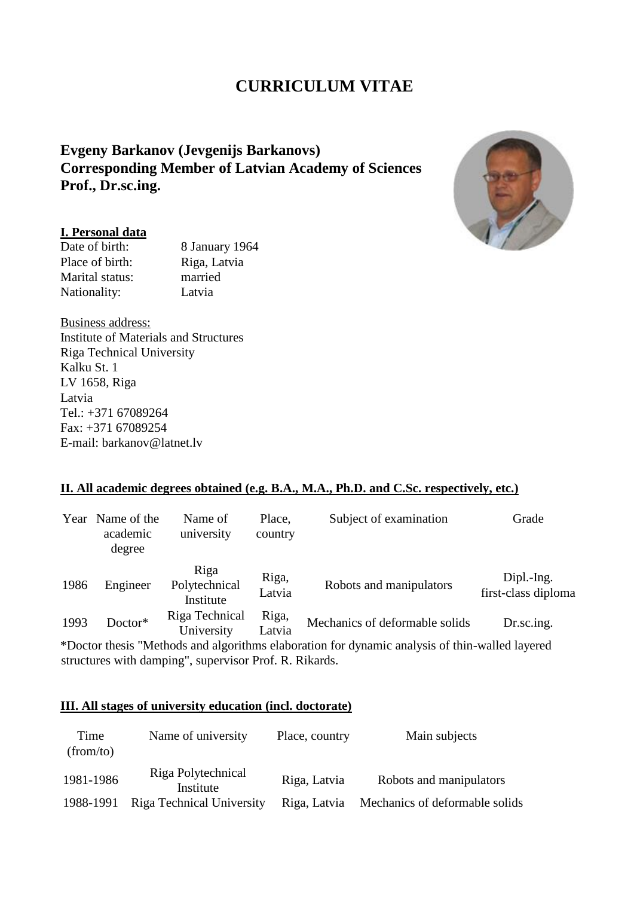# CURRICULUM VITAE

**Evgeny Barkanov (Jevgenijs Barkanovs)**
**Corresponding Member of Latvian Academy of Sciences**
**Prof., Dr.sc.ing.**

## I. Personal data

| | |
|---|---|
| Date of birth: | 8 January 1964 |
| Place of birth: | Riga, Latvia |
| Marital status: | married |
| Nationality: | Latvia |

Business address:
Institute of Materials and Structures
Riga Technical University
Kalku St. 1
LV 1658, Riga
Latvia
Tel.: +371 67089264
Fax: +371 67089254
E-mail: barkanov@latnet.lv

## II. All academic degrees obtained (e.g. B.A., M.A., Ph.D. and C.Sc. respectively, etc.)

| Year | Name of the academic degree | Name of university | Place, country | Subject of examination | Grade |
|---|---|---|---|---|---|
| 1986 | Engineer | Riga Polytechnical Institute | Riga, Latvia | Robots and manipulators | Dipl.-Ing. first-class diploma |
| 1993 | Doctor* | Riga Technical University | Riga, Latvia | Mechanics of deformable solids | Dr.sc.ing. |

*Doctor thesis "Methods and algorithms elaboration for dynamic analysis of thin-walled layered structures with damping", supervisor Prof. R. Rikards.

## III. All stages of university education (incl. doctorate)

| Time (from/to) | Name of university | Place, country | Main subjects |
|---|---|---|---|
| 1981-1986 | Riga Polytechnical Institute | Riga, Latvia | Robots and manipulators |
| 1988-1991 | Riga Technical University | Riga, Latvia | Mechanics of deformable solids |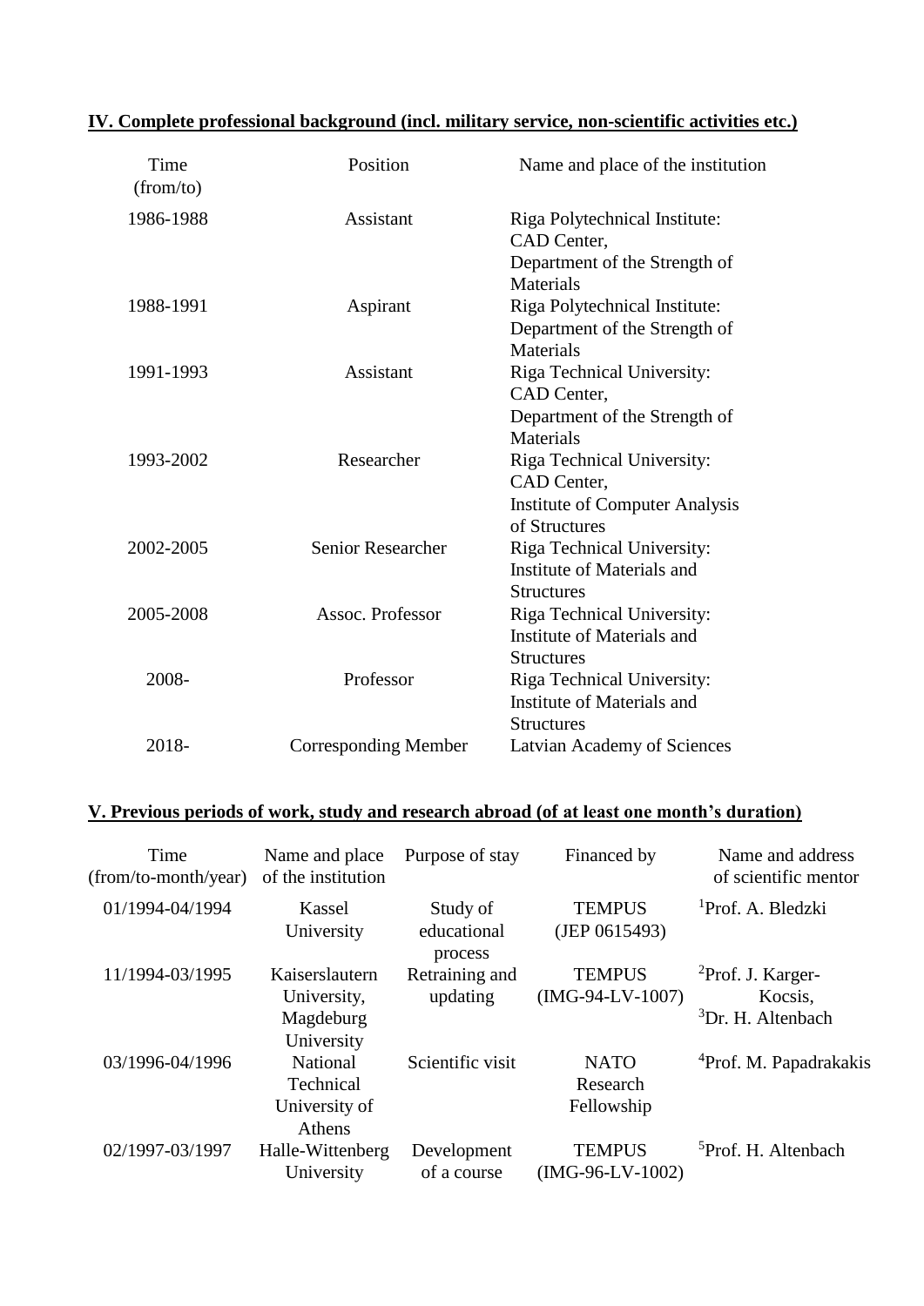**IV. Complete professional background (incl. military service, non-scientific activities etc.)**

| Time (from/to) | Position | Name and place of the institution |
|---|---|---|
| 1986-1988 | Assistant | Riga Polytechnical Institute: CAD Center, Department of the Strength of Materials |
| 1988-1991 | Aspirant | Riga Polytechnical Institute: Department of the Strength of Materials |
| 1991-1993 | Assistant | Riga Technical University: CAD Center, Department of the Strength of Materials |
| 1993-2002 | Researcher | Riga Technical University: CAD Center, Institute of Computer Analysis of Structures |
| 2002-2005 | Senior Researcher | Riga Technical University: Institute of Materials and Structures |
| 2005-2008 | Assoc. Professor | Riga Technical University: Institute of Materials and Structures |
| 2008- | Professor | Riga Technical University: Institute of Materials and Structures |
| 2018- | Corresponding Member | Latvian Academy of Sciences |

**V. Previous periods of work, study and research abroad (of at least one month's duration)**

| Time (from/to-month/year) | Name and place of the institution | Purpose of stay | Financed by | Name and address of scientific mentor |
|---|---|---|---|---|
| 01/1994-04/1994 | Kassel University | Study of educational process | TEMPUS (JEP 0615493) | [1]Prof. A. Bledzki |
| 11/1994-03/1995 | Kaiserslautern University, Magdeburg University | Retraining and updating | TEMPUS (IMG-94-LV-1007) | [2]Prof. J. Karger-Kocsis, [3]Dr. H. Altenbach |
| 03/1996-04/1996 | National Technical University of Athens | Scientific visit | NATO Research Fellowship | [4]Prof. M. Papadrakakis |
| 02/1997-03/1997 | Halle-Wittenberg University | Development of a course | TEMPUS (IMG-96-LV-1002) | [5]Prof. H. Altenbach |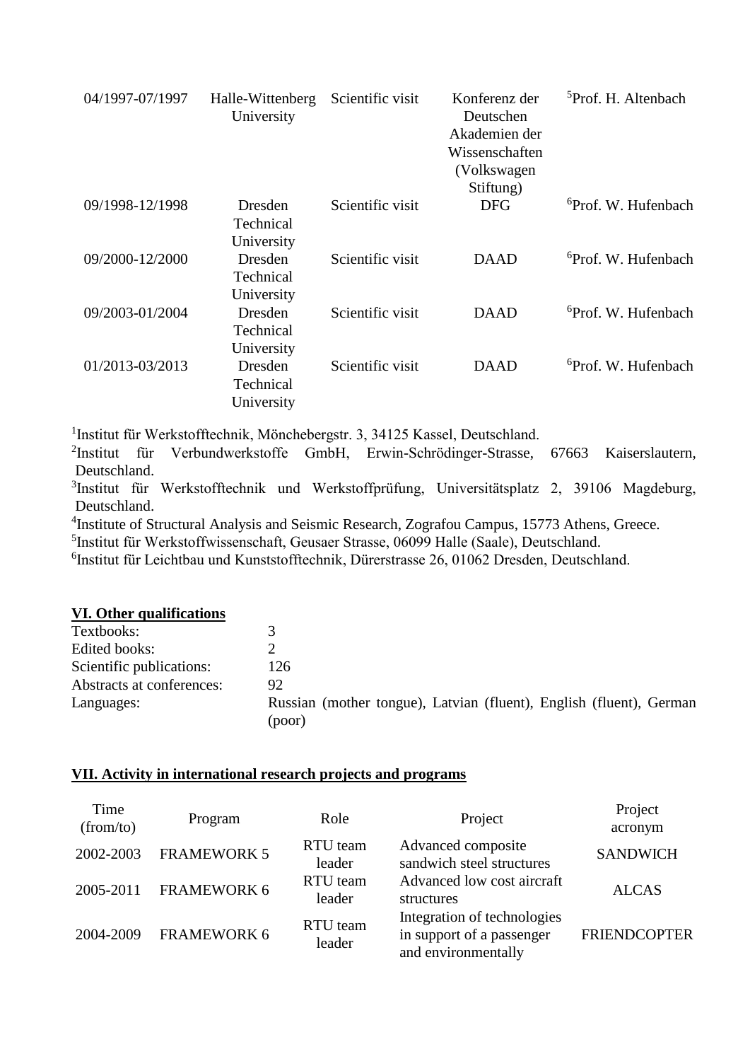| | | | | |
|---|---|---|---|---|
| 04/1997-07/1997 | Halle-Wittenberg University | Scientific visit | Konferenz der Deutschen Akademien der Wissenschaften (Volkswagen Stiftung) | [5]Prof. H. Altenbach |
| 09/1998-12/1998 | Dresden Technical University | Scientific visit | DFG | [6]Prof. W. Hufenbach |
| 09/2000-12/2000 | Dresden Technical University | Scientific visit | DAAD | [6]Prof. W. Hufenbach |
| 09/2003-01/2004 | Dresden Technical University | Scientific visit | DAAD | [6]Prof. W. Hufenbach |
| 01/2013-03/2013 | Dresden Technical University | Scientific visit | DAAD | [6]Prof. W. Hufenbach |

[1]Institut für Werkstofftechnik, Mönchebergstr. 3, 34125 Kassel, Deutschland.
[2]Institut für Verbundwerkstoffe GmbH, Erwin-Schrödinger-Strasse, 67663 Kaiserslautern, Deutschland.
[3]Institut für Werkstofftechnik und Werkstoffprüfung, Universitätsplatz 2, 39106 Magdeburg, Deutschland.
[4]Institute of Structural Analysis and Seismic Research, Zografou Campus, 15773 Athens, Greece.
[5]Institut für Werkstoffwissenschaft, Geusaer Strasse, 06099 Halle (Saale), Deutschland.
[6]Institut für Leichtbau und Kunststofftechnik, Dürerstrasse 26, 01062 Dresden, Deutschland.

## VI. Other qualifications

| | |
|---|---|
| Textbooks: | 3 |
| Edited books: | 2 |
| Scientific publications: | 126 |
| Abstracts at conferences: | 92 |
| Languages: | Russian (mother tongue), Latvian (fluent), English (fluent), German (poor) |

## VII. Activity in international research projects and programs

| Time (from/to) | Program | Role | Project | Project acronym |
|---|---|---|---|---|
| 2002-2003 | FRAMEWORK 5 | RTU team leader | Advanced composite sandwich steel structures | SANDWICH |
| 2005-2011 | FRAMEWORK 6 | RTU team leader | Advanced low cost aircraft structures | ALCAS |
| 2004-2009 | FRAMEWORK 6 | RTU team leader | Integration of technologies in support of a passenger and environmentally | FRIENDCOPTER |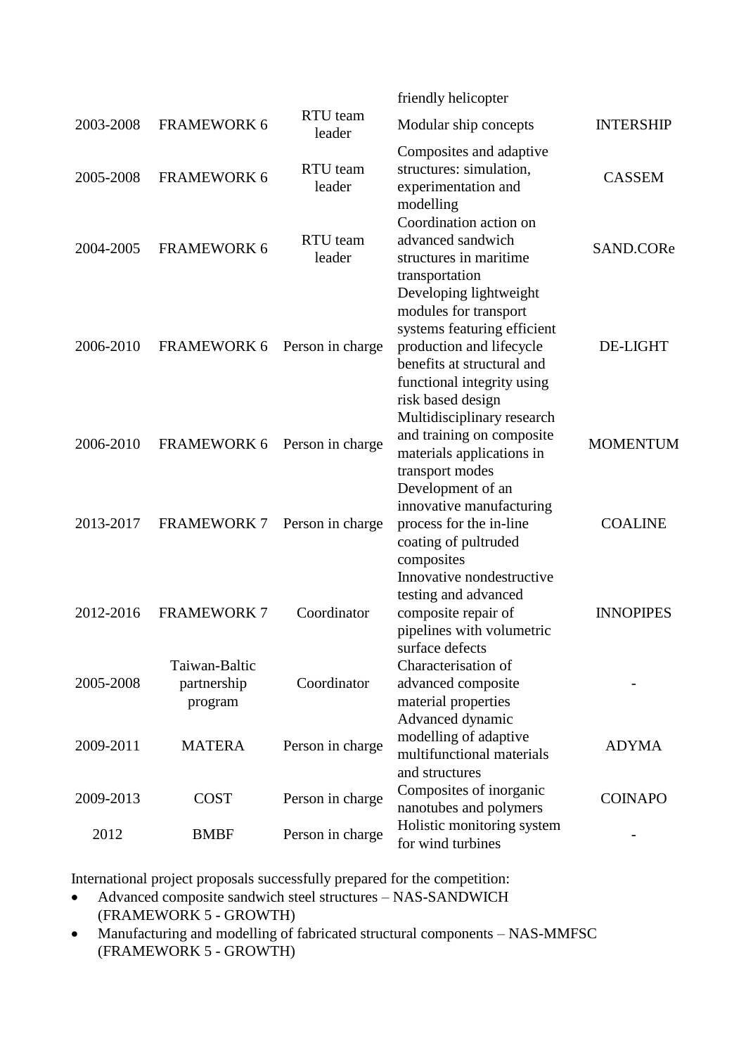| | | | | |
|---|---|---|---|---|
| | | | friendly helicopter | |
| 2003-2008 | FRAMEWORK 6 | RTU team leader | Modular ship concepts | INTERSHIP |
| 2005-2008 | FRAMEWORK 6 | RTU team leader | Composites and adaptive structures: simulation, experimentation and modelling | CASSEM |
| 2004-2005 | FRAMEWORK 6 | RTU team leader | Coordination action on advanced sandwich structures in maritime transportation | SAND.CORe |
| 2006-2010 | FRAMEWORK 6 | Person in charge | Developing lightweight modules for transport systems featuring efficient production and lifecycle benefits at structural and functional integrity using risk based design | DE-LIGHT |
| 2006-2010 | FRAMEWORK 6 | Person in charge | Multidisciplinary research and training on composite materials applications in transport modes | MOMENTUM |
| 2013-2017 | FRAMEWORK 7 | Person in charge | Development of an innovative manufacturing process for the in-line coating of pultruded composites | COALINE |
| 2012-2016 | FRAMEWORK 7 | Coordinator | Innovative nondestructive testing and advanced composite repair of pipelines with volumetric surface defects | INNOPIPES |
| 2005-2008 | Taiwan-Baltic partnership program | Coordinator | Characterisation of advanced composite material properties | - |
| 2009-2011 | MATERA | Person in charge | Advanced dynamic modelling of adaptive multifunctional materials and structures | ADYMA |
| 2009-2013 | COST | Person in charge | Composites of inorganic nanotubes and polymers | COINAPO |
| 2012 | BMBF | Person in charge | Holistic monitoring system for wind turbines | - |

International project proposals successfully prepared for the competition:

- Advanced composite sandwich steel structures – NAS-SANDWICH (FRAMEWORK 5 - GROWTH)
- Manufacturing and modelling of fabricated structural components – NAS-MMFSC (FRAMEWORK 5 - GROWTH)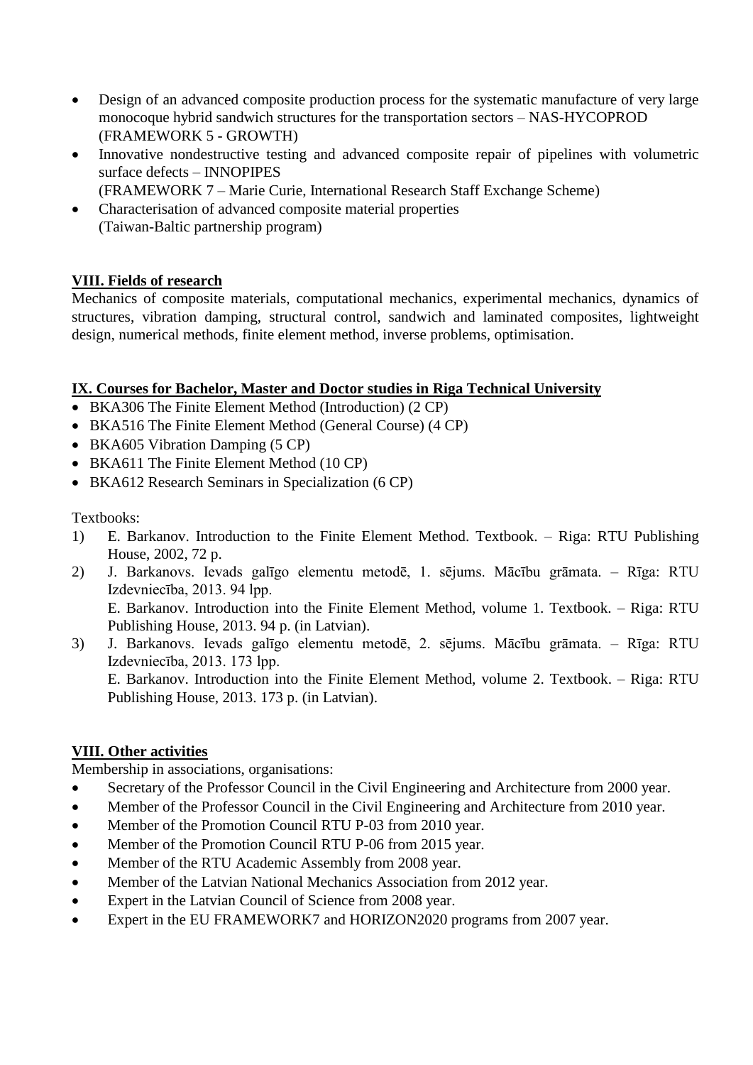- Design of an advanced composite production process for the systematic manufacture of very large monocoque hybrid sandwich structures for the transportation sectors – NAS-HYCOPROD (FRAMEWORK 5 - GROWTH)
- Innovative nondestructive testing and advanced composite repair of pipelines with volumetric surface defects – INNOPIPES (FRAMEWORK 7 – Marie Curie, International Research Staff Exchange Scheme)
- Characterisation of advanced composite material properties (Taiwan-Baltic partnership program)

## VIII. Fields of research

Mechanics of composite materials, computational mechanics, experimental mechanics, dynamics of structures, vibration damping, structural control, sandwich and laminated composites, lightweight design, numerical methods, finite element method, inverse problems, optimisation.

## IX. Courses for Bachelor, Master and Doctor studies in Riga Technical University

- BKA306 The Finite Element Method (Introduction) (2 CP)
- BKA516 The Finite Element Method (General Course) (4 CP)
- BKA605 Vibration Damping (5 CP)
- BKA611 The Finite Element Method (10 CP)
- BKA612 Research Seminars in Specialization (6 CP)

Textbooks:

1) E. Barkanov. Introduction to the Finite Element Method. Textbook. – Riga: RTU Publishing House, 2002, 72 p.
2) J. Barkanovs. Ievads galīgo elementu metodē, 1. sējums. Mācību grāmata. – Rīga: RTU Izdevniecība, 2013. 94 lpp.
   E. Barkanov. Introduction into the Finite Element Method, volume 1. Textbook. – Riga: RTU Publishing House, 2013. 94 p. (in Latvian).
3) J. Barkanovs. Ievads galīgo elementu metodē, 2. sējums. Mācību grāmata. – Rīga: RTU Izdevniecība, 2013. 173 lpp.
   E. Barkanov. Introduction into the Finite Element Method, volume 2. Textbook. – Riga: RTU Publishing House, 2013. 173 p. (in Latvian).

## VIII. Other activities

Membership in associations, organisations:

- Secretary of the Professor Council in the Civil Engineering and Architecture from 2000 year.
- Member of the Professor Council in the Civil Engineering and Architecture from 2010 year.
- Member of the Promotion Council RTU P-03 from 2010 year.
- Member of the Promotion Council RTU P-06 from 2015 year.
- Member of the RTU Academic Assembly from 2008 year.
- Member of the Latvian National Mechanics Association from 2012 year.
- Expert in the Latvian Council of Science from 2008 year.
- Expert in the EU FRAMEWORK7 and HORIZON2020 programs from 2007 year.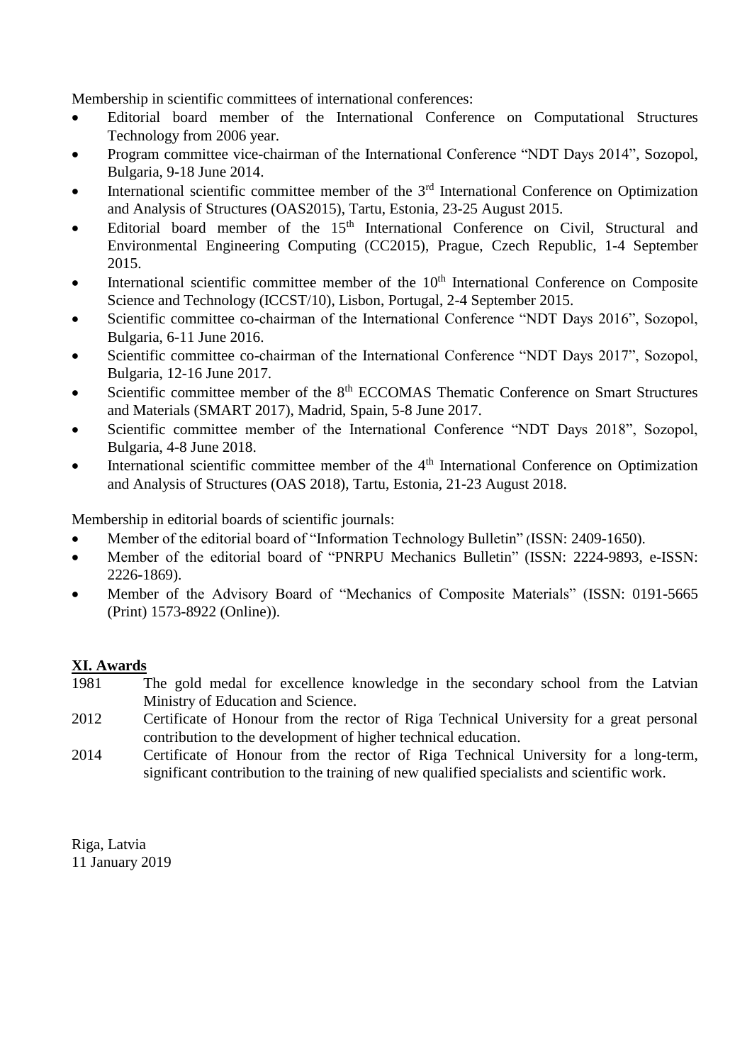Membership in scientific committees of international conferences:

- Editorial board member of the International Conference on Computational Structures Technology from 2006 year.
- Program committee vice-chairman of the International Conference "NDT Days 2014", Sozopol, Bulgaria, 9-18 June 2014.
- International scientific committee member of the 3rd International Conference on Optimization and Analysis of Structures (OAS2015), Tartu, Estonia, 23-25 August 2015.
- Editorial board member of the 15th International Conference on Civil, Structural and Environmental Engineering Computing (CC2015), Prague, Czech Republic, 1-4 September 2015.
- International scientific committee member of the 10th International Conference on Composite Science and Technology (ICCST/10), Lisbon, Portugal, 2-4 September 2015.
- Scientific committee co-chairman of the International Conference "NDT Days 2016", Sozopol, Bulgaria, 6-11 June 2016.
- Scientific committee co-chairman of the International Conference "NDT Days 2017", Sozopol, Bulgaria, 12-16 June 2017.
- Scientific committee member of the 8th ECCOMAS Thematic Conference on Smart Structures and Materials (SMART 2017), Madrid, Spain, 5-8 June 2017.
- Scientific committee member of the International Conference "NDT Days 2018", Sozopol, Bulgaria, 4-8 June 2018.
- International scientific committee member of the 4th International Conference on Optimization and Analysis of Structures (OAS 2018), Tartu, Estonia, 21-23 August 2018.

Membership in editorial boards of scientific journals:

- Member of the editorial board of "Information Technology Bulletin" (ISSN: 2409-1650).
- Member of the editorial board of "PNRPU Mechanics Bulletin" (ISSN: 2224-9893, e-ISSN: 2226-1869).
- Member of the Advisory Board of "Mechanics of Composite Materials" (ISSN: 0191-5665 (Print) 1573-8922 (Online)).

## XI. Awards

| | |
|---|---|
| 1981 | The gold medal for excellence knowledge in the secondary school from the Latvian Ministry of Education and Science. |
| 2012 | Certificate of Honour from the rector of Riga Technical University for a great personal contribution to the development of higher technical education. |
| 2014 | Certificate of Honour from the rector of Riga Technical University for a long-term, significant contribution to the training of new qualified specialists and scientific work. |

Riga, Latvia
11 January 2019